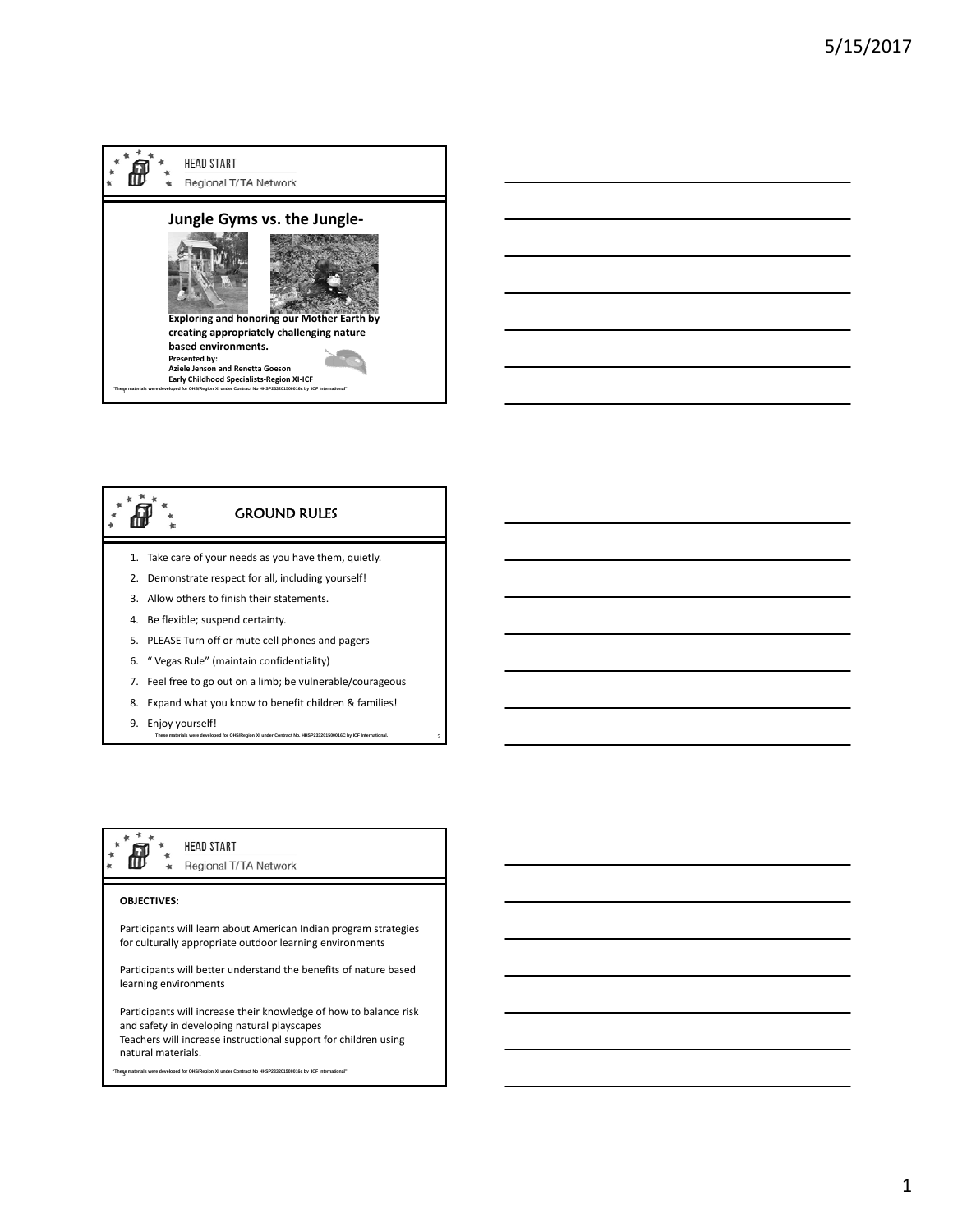HEAD START

Regional T/TA Network

## Jungle Gyms vs. the Jungle-

**Exploring and honoring our Mother Earth by creating appropriately challenging nature based environments.**

**Presented by:**
**Aziele Jenson and Renetta Goeson**
**Early Childhood Specialists-Region XI-ICF**

"These materials were developed for OHS/Region XI under Contract No HHSP233201500016c by ICF International"

## GROUND RULES

1. Take care of your needs as you have them, quietly.
2. Demonstrate respect for all, including yourself!
3. Allow others to finish their statements.
4. Be flexible; suspend certainty.
5. PLEASE Turn off or mute cell phones and pagers
6. " Vegas Rule" (maintain confidentiality)
7. Feel free to go out on a limb; be vulnerable/courageous
8. Expand what you know to benefit children & families!
9. Enjoy yourself!

These materials were developed for OHS/Region XI under Contract No. HHSP233201500016C by ICF International.

HEAD START

Regional T/TA Network

**OBJECTIVES:**

Participants will learn about American Indian program strategies for culturally appropriate outdoor learning environments

Participants will better understand the benefits of nature based learning environments

Participants will increase their knowledge of how to balance risk and safety in developing natural playscapes
Teachers will increase instructional support for children using natural materials.

"These materials were developed for OHS/Region XI under Contract No HHSP233201500016c by ICF International"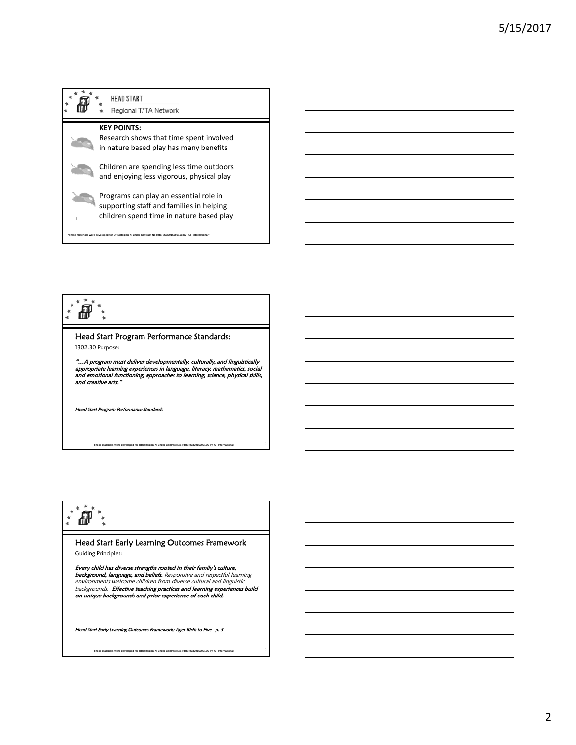HEAD START

Regional T/TA Network

**KEY POINTS:**

- Research shows that time spent involved in nature based play has many benefits
- Children are spending less time outdoors and enjoying less vigorous, physical play
- Programs can play an essential role in supporting staff and families in helping children spend time in nature based play

"These materials were developed for OHS/Region XI under Contract No HHSP233201500016c by ICF international"

## Head Start Program Performance Standards:

1302.30 Purpose:

*"…A program must deliver developmentally, culturally, and linguistically appropriate learning experiences in language, literacy, mathematics, social and emotional functioning, approaches to learning, science, physical skills, and creative arts."*

*Head Start Program Performance Standards*

These materials were developed for OHS/Region XI under Contract No. HHSP233201500016C by ICF International.

## Head Start Early Learning Outcomes Framework

Guiding Principles:

***Every child has diverse strengths rooted in their family's culture, background, language, and beliefs.*** *Responsive and respectful learning environments welcome children from diverse cultural and linguistic backgrounds.* ***Effective teaching practices and learning experiences build on unique backgrounds and prior experience of each child.***

*Head Start Early Learning Outcomes Framework: Ages Birth to Five p. 3*

These materials were developed for OHS/Region XI under Contract No. HHSP233201500016C by ICF International.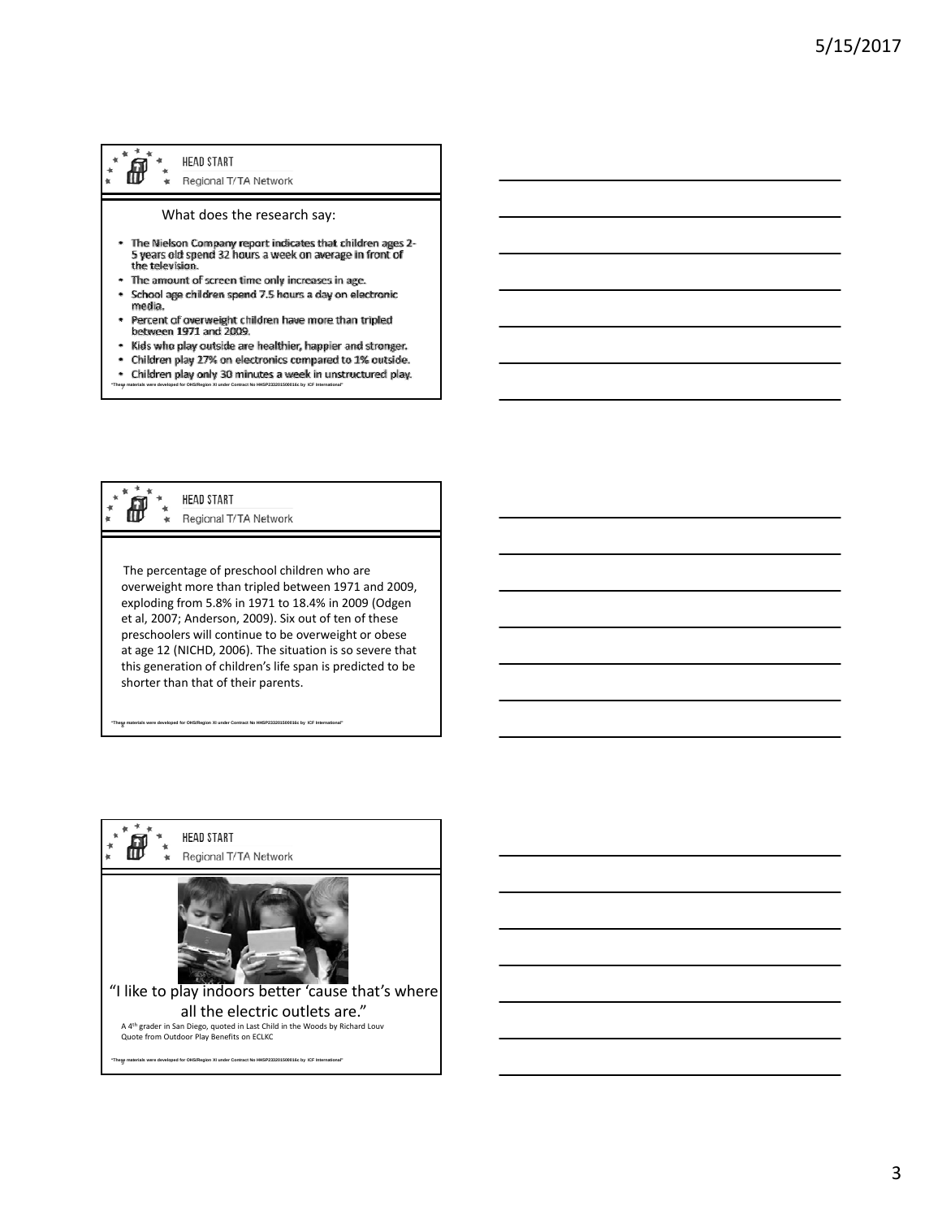HEAD START
Regional T/TA Network

## What does the research say:

- The Nielson Company report indicates that children ages 2-5 years old spend 32 hours a week on average in front of the television.
- The amount of screen time only increases in age.
- School age children spend 7.5 hours a day on electronic media.
- Percent of overweight children have more than tripled between 1971 and 2009.
- Kids who play outside are healthier, happier and stronger.
- Children play 27% on electronics compared to 1% outside.
- Children play only 30 minutes a week in unstructured play.

"These materials were developed for OHS/Region XI under Contract No HHSP233201500016c by ICF International"

HEAD START
Regional T/TA Network

The percentage of preschool children who are overweight more than tripled between 1971 and 2009, exploding from 5.8% in 1971 to 18.4% in 2009 (Odgen et al, 2007; Anderson, 2009). Six out of ten of these preschoolers will continue to be overweight or obese at age 12 (NICHD, 2006). The situation is so severe that this generation of children's life span is predicted to be shorter than that of their parents.

"These materials were developed for OHS/Region XI under Contract No HHSP233201500016c by ICF International"

HEAD START
Regional T/TA Network

"I like to play indoors better 'cause that's where all the electric outlets are."

A 4th grader in San Diego, quoted in Last Child in the Woods by Richard Louv
Quote from Outdoor Play Benefits on ECLKC

"These materials were developed for OHS/Region XI under Contract No HHSP233201500016c by ICF International"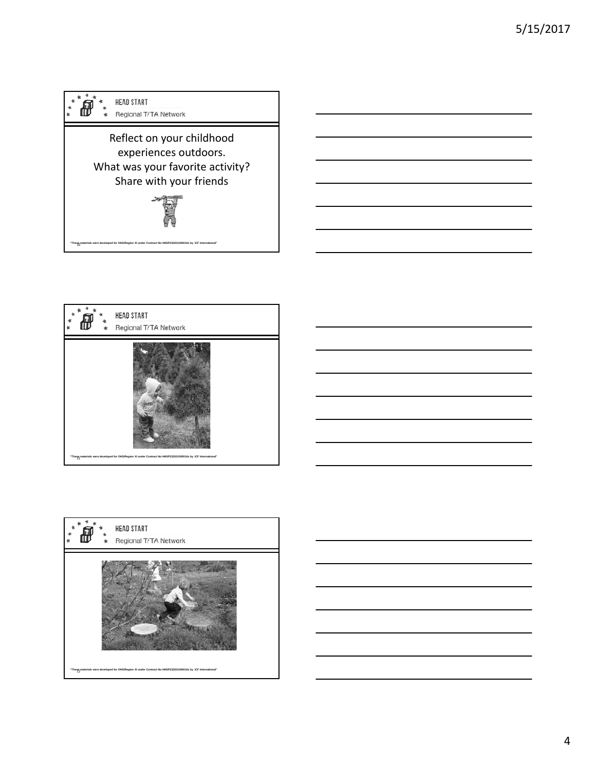HEAD START

Regional T/TA Network

Reflect on your childhood experiences outdoors.
What was your favorite activity?
Share with your friends

"These materials were developed for OHS/Region XI under Contract No HHSP233201500016c by ICF International"

HEAD START

Regional T/TA Network

"These materials were developed for OHS/Region XI under Contract No HHSP233201500016c by ICF International"

HEAD START

Regional T/TA Network

"These materials were developed for OHS/Region XI under Contract No HHSP233201500016c by ICF International"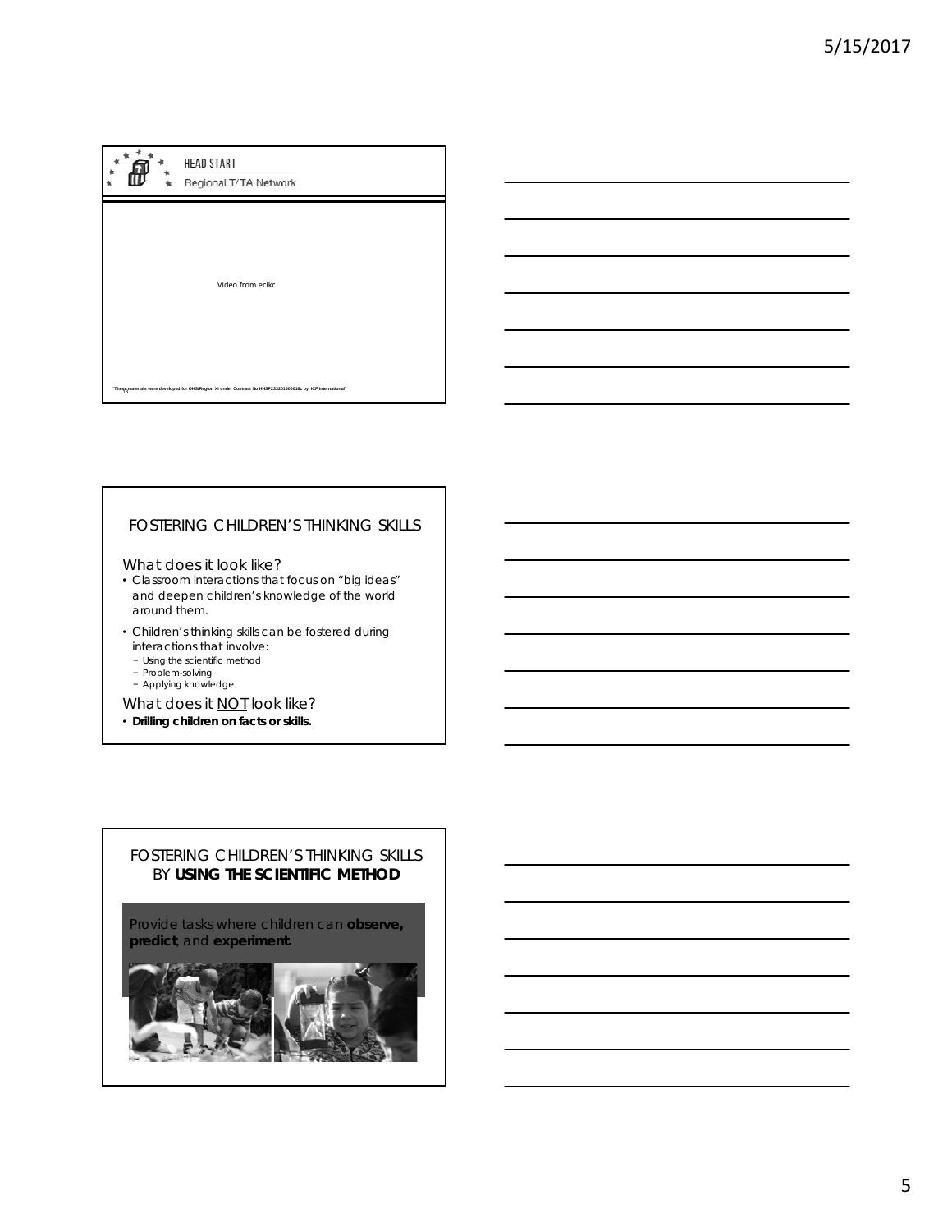HEAD START

Regional T/TA Network

Video from eclkc

"These materials were developed for OHS/Region XI under Contract No HHSP233201500016c by ICF International"

## FOSTERING CHILDREN'S THINKING SKILLS

### What does it look like?

- Classroom interactions that focus on "big ideas" and deepen children's knowledge of the world around them.
- Children's thinking skills can be fostered during interactions that involve:
  - Using the scientific method
  - Problem-solving
  - Applying knowledge

### What does it NOT look like?

- **Drilling children on facts or skills.**

## FOSTERING CHILDREN'S THINKING SKILLS BY **USING THE SCIENTIFIC METHOD**

Provide tasks where children can **observe, predict**, and **experiment.**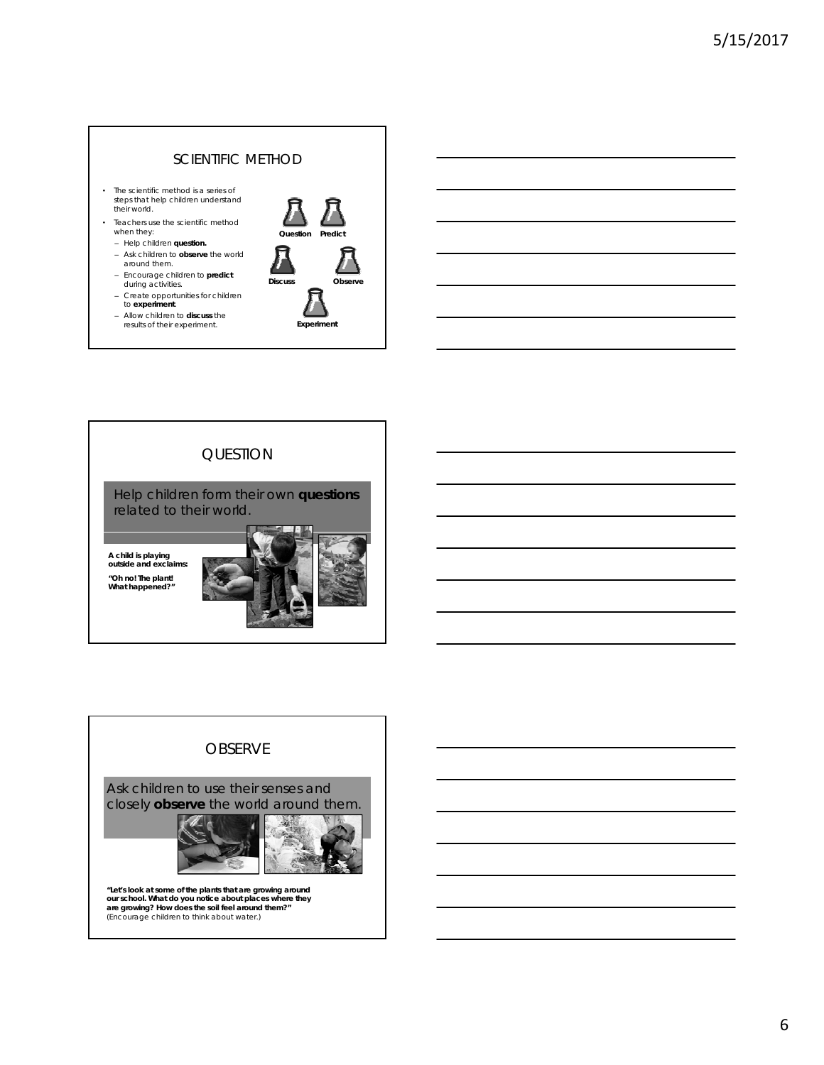## SCIENTIFIC METHOD

- The scientific method is a series of steps that help children understand their world.
- Teachers use the scientific method when they:
  - Help children **question.**
  - Ask children to **observe** the world around them.
  - Encourage children to **predict** during activities.
  - Create opportunities for children to **experiment**.
  - Allow children to **discuss** the results of their experiment.

**Question** **Predict** **Discuss** **Observe** **Experiment**

## QUESTION

Help children form their own **questions** related to their world.

**A child is playing outside and exclaims:**

**"Oh no! The plant! What happened?"**

## OBSERVE

Ask children to use their senses and closely **observe** the world around them.

**"Let's look at some of the plants that are growing around our school. What do you notice about places where they are growing? How does the soil feel around them?"**
(Encourage children to think about water.)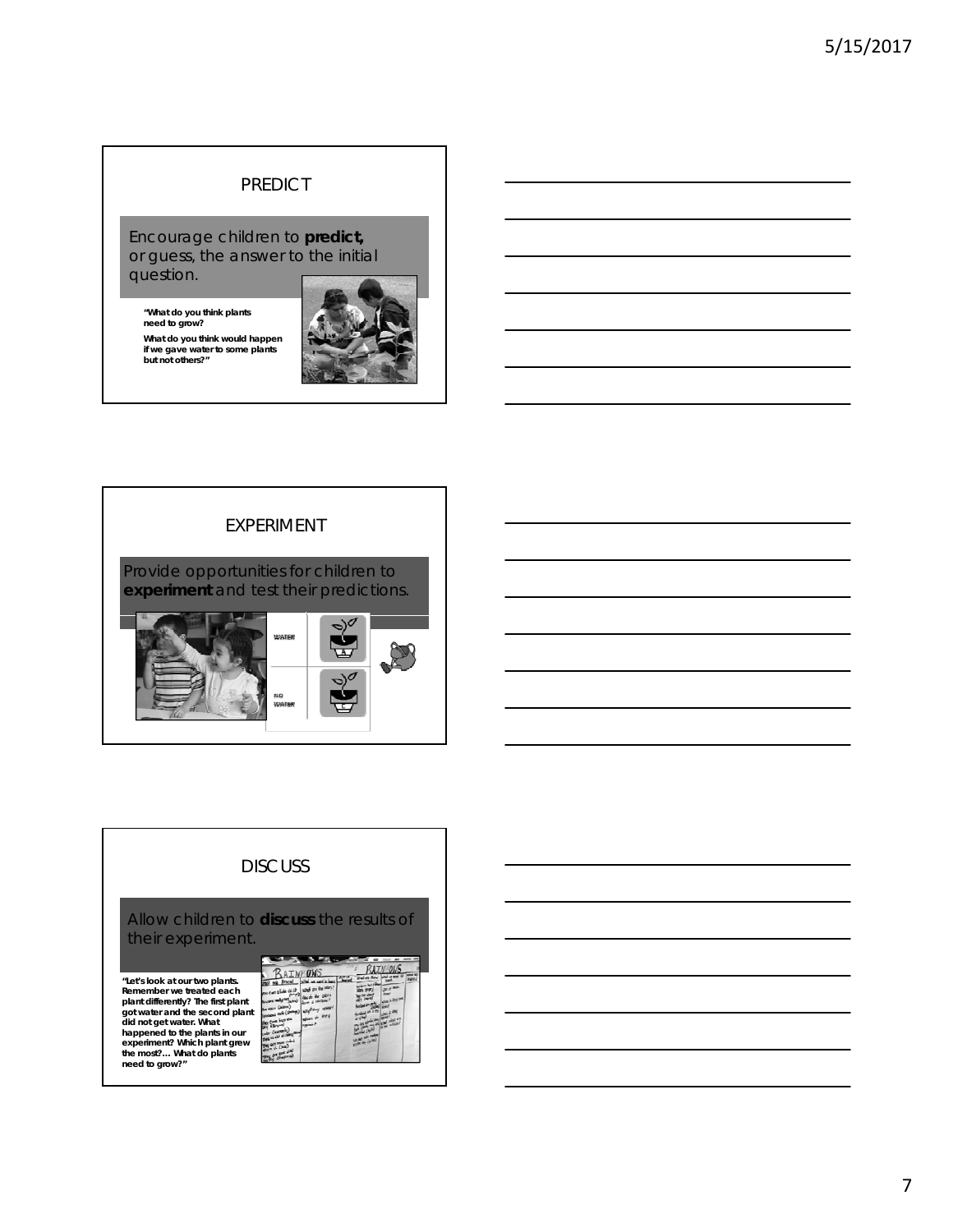## PREDICT

Encourage children to **predict,** or guess, the answer to the initial question.

"What do you think plants need to grow?

What do you think would happen if we gave water to some plants but not others?"

## EXPERIMENT

Provide opportunities for children to **experiment** and test their predictions.

WATER

NO WATER

## DISCUSS

Allow children to **discuss** the results of their experiment.

"Let's look at our two plants. Remember we treated each plant differently? The first plant got water and the second plant did not get water. What happened to the plants in our experiment? Which plant grew the most?… What do plants need to grow?"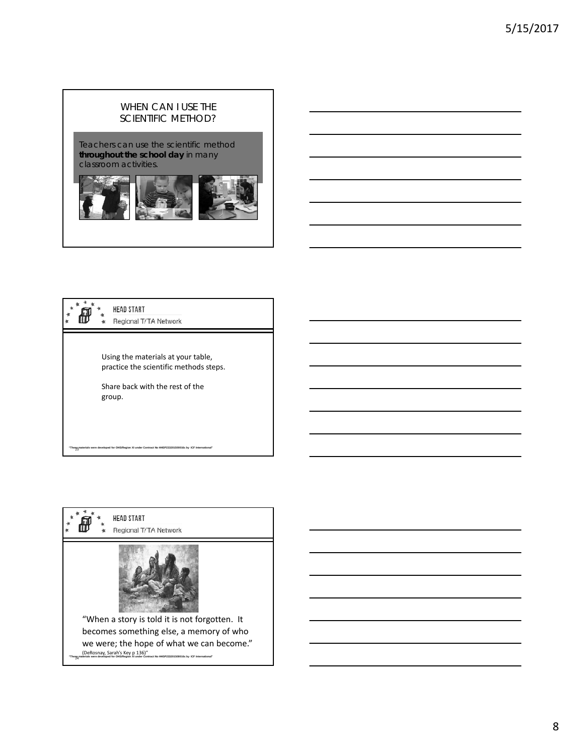## WHEN CAN I USE THE SCIENTIFIC METHOD?

Teachers can use the scientific method **throughout the school day** in many classroom activities.

---

HEAD START
Regional T/TA Network

Using the materials at your table, practice the scientific methods steps.

Share back with the rest of the group.

"These materials were developed for OHS/Region XI under Contract No HHSP233201500016c by ICF International"

---

HEAD START
Regional T/TA Network

"When a story is told it is not forgotten. It becomes something else, a memory of who we were; the hope of what we can become."

(DeRosnay, Sarah's Key p 136)"

"These materials were developed for OHS/Region XI under Contract No HHSP233201500016c by ICF International"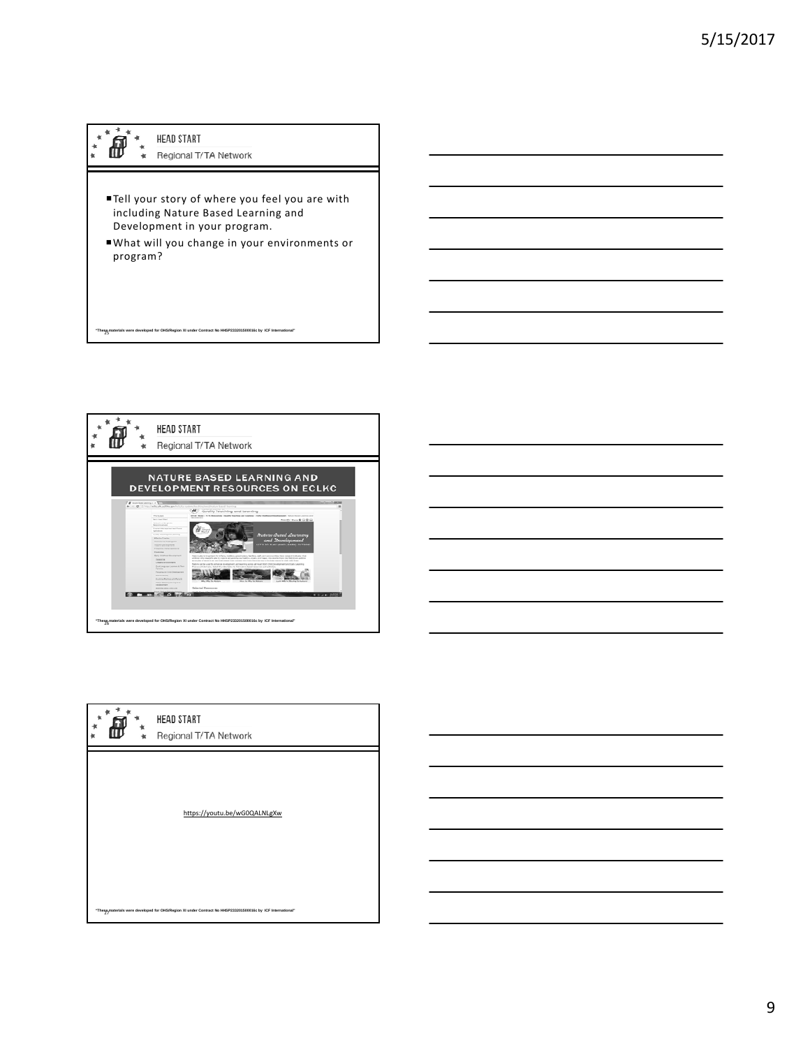HEAD START
Regional T/TA Network

- Tell your story of where you feel you are with including Nature Based Learning and Development in your program.
- What will you change in your environments or program?

"These materials were developed for OHS/Region XI under Contract No HHSP233201500016c by ICF International"

HEAD START
Regional T/TA Network

## NATURE BASED LEARNING AND DEVELOPMENT RESOURCES ON ECLKC

"These materials were developed for OHS/Region XI under Contract No HHSP233201500016c by ICF International"

HEAD START
Regional T/TA Network

https://youtu.be/wG0QALNLgXw

"These materials were developed for OHS/Region XI under Contract No HHSP233201500016c by ICF International"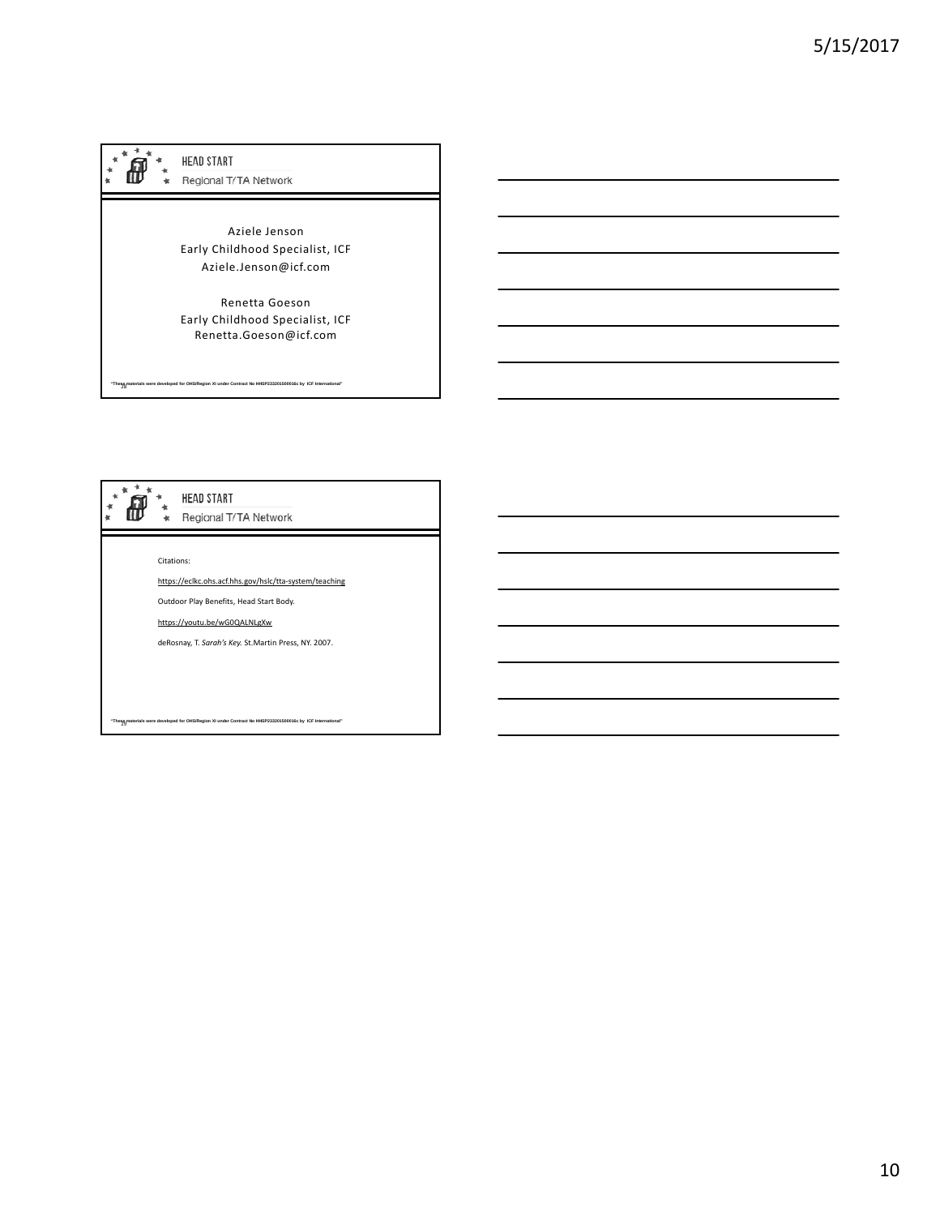HEAD START
Regional T/TA Network

Aziele Jenson
Early Childhood Specialist, ICF
Aziele.Jenson@icf.com

Renetta Goeson
Early Childhood Specialist, ICF
Renetta.Goeson@icf.com

"These materials were developed for OHS/Region XI under Contract No HHSP233201500016c by ICF International"

HEAD START
Regional T/TA Network

Citations:

https://eclkc.ohs.acf.hhs.gov/hslc/tta-system/teaching

Outdoor Play Benefits, Head Start Body.

https://youtu.be/wG0QALNLgXw

deRosnay, T. *Sarah's Key.* St.Martin Press, NY. 2007.

"These materials were developed for OHS/Region XI under Contract No HHSP233201500016c by ICF International"